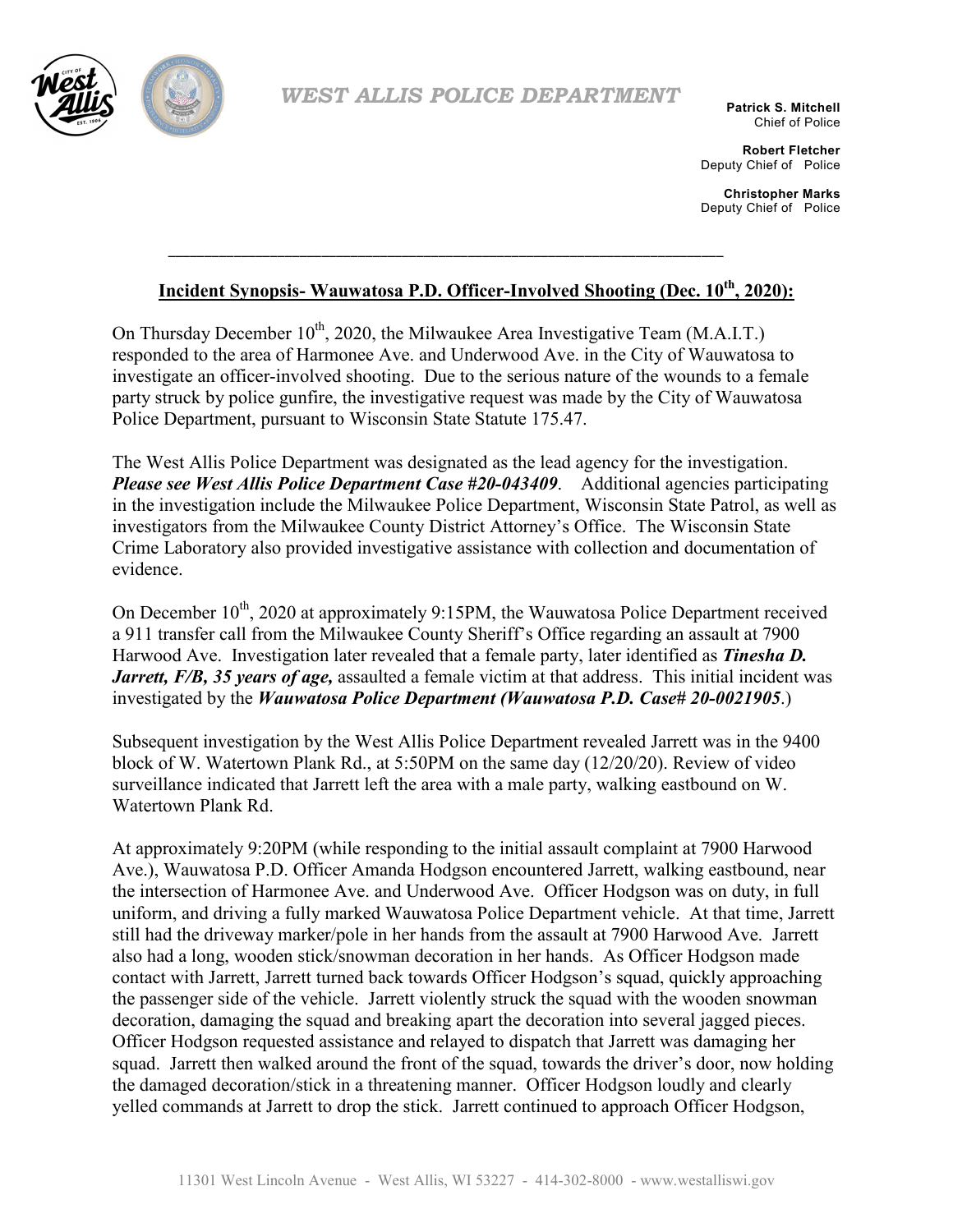**WEST ALLIS POLICE DEPARTMENT**

**Patrick S. Mitchell**
Chief of Police

**Robert Fletcher**
Deputy Chief of Police

**Christopher Marks**
Deputy Chief of Police

---

## Incident Synopsis- Wauwatosa P.D. Officer-Involved Shooting (Dec. 10th, 2020):

On Thursday December 10th, 2020, the Milwaukee Area Investigative Team (M.A.I.T.) responded to the area of Harmonee Ave. and Underwood Ave. in the City of Wauwatosa to investigate an officer-involved shooting. Due to the serious nature of the wounds to a female party struck by police gunfire, the investigative request was made by the City of Wauwatosa Police Department, pursuant to Wisconsin State Statute 175.47.

The West Allis Police Department was designated as the lead agency for the investigation. ***Please see West Allis Police Department Case #20-043409***. Additional agencies participating in the investigation include the Milwaukee Police Department, Wisconsin State Patrol, as well as investigators from the Milwaukee County District Attorney's Office. The Wisconsin State Crime Laboratory also provided investigative assistance with collection and documentation of evidence.

On December 10th, 2020 at approximately 9:15PM, the Wauwatosa Police Department received a 911 transfer call from the Milwaukee County Sheriff's Office regarding an assault at 7900 Harwood Ave. Investigation later revealed that a female party, later identified as ***Tinesha D. Jarrett, F/B, 35 years of age,*** assaulted a female victim at that address. This initial incident was investigated by the ***Wauwatosa Police Department (Wauwatosa P.D. Case# 20-0021905***.)

Subsequent investigation by the West Allis Police Department revealed Jarrett was in the 9400 block of W. Watertown Plank Rd., at 5:50PM on the same day (12/20/20). Review of video surveillance indicated that Jarrett left the area with a male party, walking eastbound on W. Watertown Plank Rd.

At approximately 9:20PM (while responding to the initial assault complaint at 7900 Harwood Ave.), Wauwatosa P.D. Officer Amanda Hodgson encountered Jarrett, walking eastbound, near the intersection of Harmonee Ave. and Underwood Ave. Officer Hodgson was on duty, in full uniform, and driving a fully marked Wauwatosa Police Department vehicle. At that time, Jarrett still had the driveway marker/pole in her hands from the assault at 7900 Harwood Ave. Jarrett also had a long, wooden stick/snowman decoration in her hands. As Officer Hodgson made contact with Jarrett, Jarrett turned back towards Officer Hodgson's squad, quickly approaching the passenger side of the vehicle. Jarrett violently struck the squad with the wooden snowman decoration, damaging the squad and breaking apart the decoration into several jagged pieces. Officer Hodgson requested assistance and relayed to dispatch that Jarrett was damaging her squad. Jarrett then walked around the front of the squad, towards the driver's door, now holding the damaged decoration/stick in a threatening manner. Officer Hodgson loudly and clearly yelled commands at Jarrett to drop the stick. Jarrett continued to approach Officer Hodgson,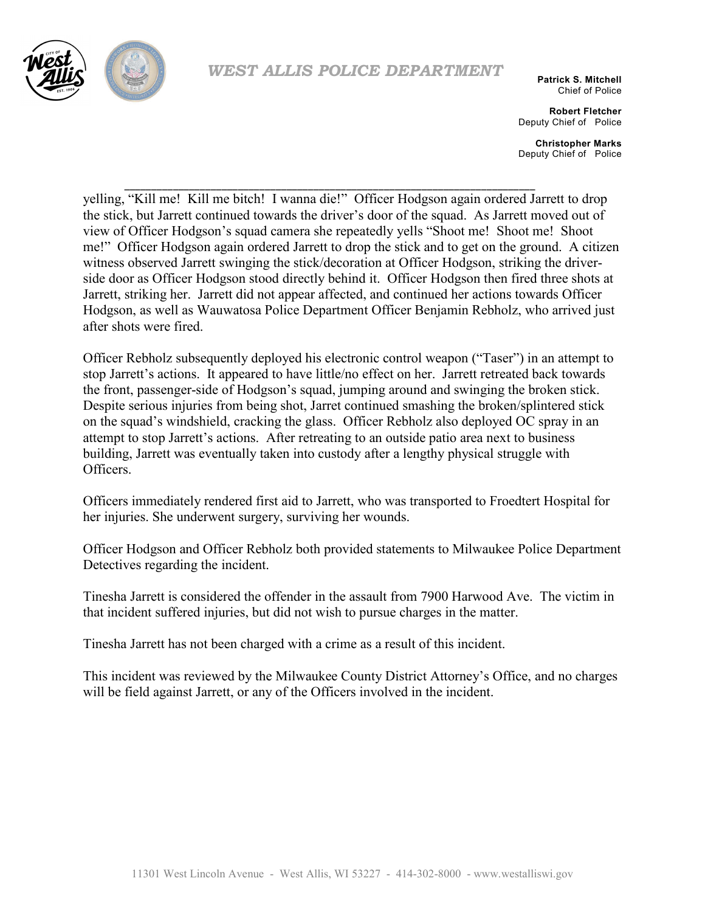yelling, "Kill me! Kill me bitch! I wanna die!" Officer Hodgson again ordered Jarrett to drop the stick, but Jarrett continued towards the driver's door of the squad. As Jarrett moved out of view of Officer Hodgson's squad camera she repeatedly yells "Shoot me! Shoot me! Shoot me!" Officer Hodgson again ordered Jarrett to drop the stick and to get on the ground. A citizen witness observed Jarrett swinging the stick/decoration at Officer Hodgson, striking the driver-side door as Officer Hodgson stood directly behind it. Officer Hodgson then fired three shots at Jarrett, striking her. Jarrett did not appear affected, and continued her actions towards Officer Hodgson, as well as Wauwatosa Police Department Officer Benjamin Rebholz, who arrived just after shots were fired.

Officer Rebholz subsequently deployed his electronic control weapon ("Taser") in an attempt to stop Jarrett's actions. It appeared to have little/no effect on her. Jarrett retreated back towards the front, passenger-side of Hodgson's squad, jumping around and swinging the broken stick. Despite serious injuries from being shot, Jarret continued smashing the broken/splintered stick on the squad's windshield, cracking the glass. Officer Rebholz also deployed OC spray in an attempt to stop Jarrett's actions. After retreating to an outside patio area next to business building, Jarrett was eventually taken into custody after a lengthy physical struggle with Officers.

Officers immediately rendered first aid to Jarrett, who was transported to Froedtert Hospital for her injuries. She underwent surgery, surviving her wounds.

Officer Hodgson and Officer Rebholz both provided statements to Milwaukee Police Department Detectives regarding the incident.

Tinesha Jarrett is considered the offender in the assault from 7900 Harwood Ave. The victim in that incident suffered injuries, but did not wish to pursue charges in the matter.

Tinesha Jarrett has not been charged with a crime as a result of this incident.

This incident was reviewed by the Milwaukee County District Attorney's Office, and no charges will be field against Jarrett, or any of the Officers involved in the incident.